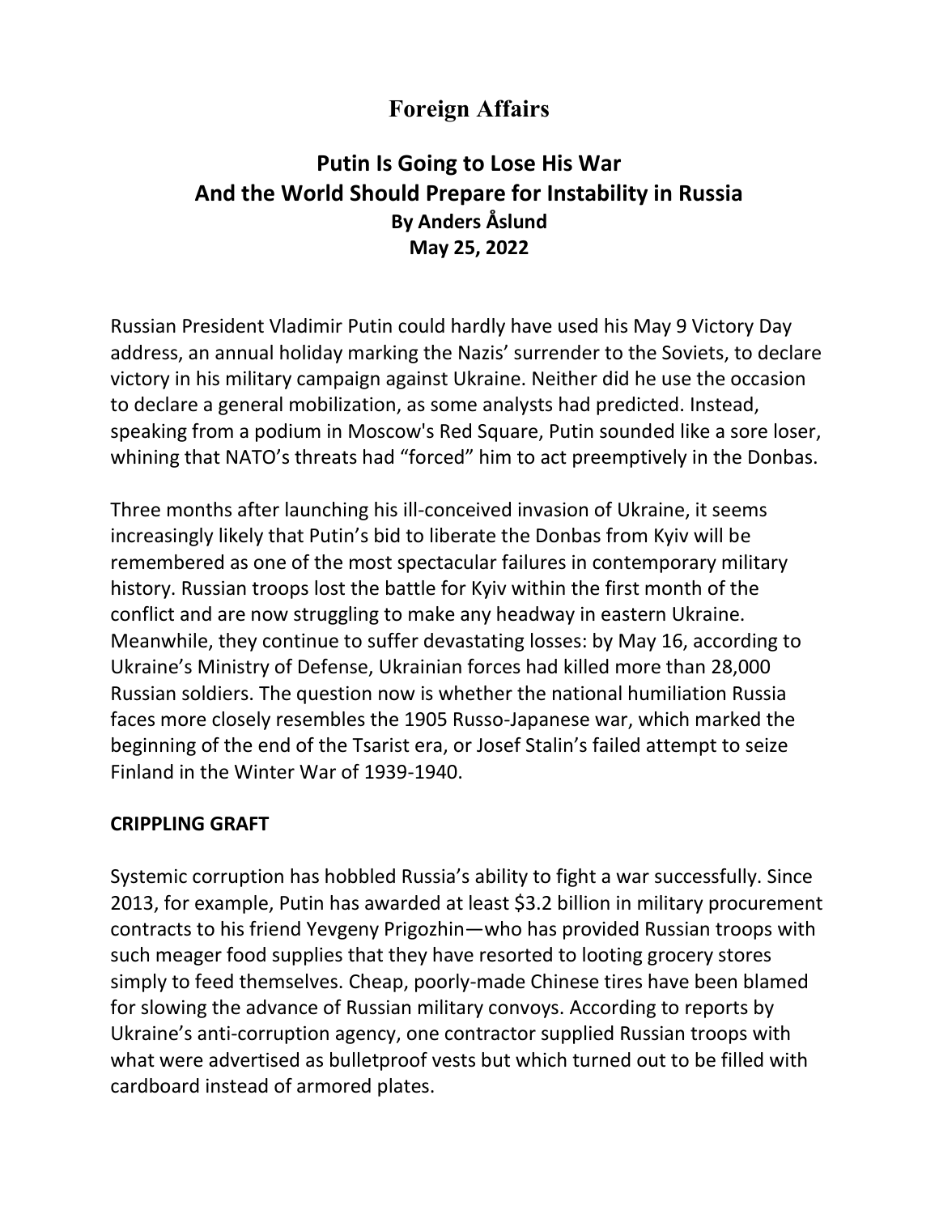# Foreign Affairs

## Putin Is Going to Lose His War
## And the World Should Prepare for Instability in Russia

**By Anders Åslund**

**May 25, 2022**

Russian President Vladimir Putin could hardly have used his May 9 Victory Day address, an annual holiday marking the Nazis' surrender to the Soviets, to declare victory in his military campaign against Ukraine. Neither did he use the occasion to declare a general mobilization, as some analysts had predicted. Instead, speaking from a podium in Moscow's Red Square, Putin sounded like a sore loser, whining that NATO's threats had "forced" him to act preemptively in the Donbas.

Three months after launching his ill-conceived invasion of Ukraine, it seems increasingly likely that Putin's bid to liberate the Donbas from Kyiv will be remembered as one of the most spectacular failures in contemporary military history. Russian troops lost the battle for Kyiv within the first month of the conflict and are now struggling to make any headway in eastern Ukraine. Meanwhile, they continue to suffer devastating losses: by May 16, according to Ukraine's Ministry of Defense, Ukrainian forces had killed more than 28,000 Russian soldiers. The question now is whether the national humiliation Russia faces more closely resembles the 1905 Russo-Japanese war, which marked the beginning of the end of the Tsarist era, or Josef Stalin's failed attempt to seize Finland in the Winter War of 1939-1940.

### CRIPPLING GRAFT

Systemic corruption has hobbled Russia's ability to fight a war successfully. Since 2013, for example, Putin has awarded at least $3.2 billion in military procurement contracts to his friend Yevgeny Prigozhin—who has provided Russian troops with such meager food supplies that they have resorted to looting grocery stores simply to feed themselves. Cheap, poorly-made Chinese tires have been blamed for slowing the advance of Russian military convoys. According to reports by Ukraine's anti-corruption agency, one contractor supplied Russian troops with what were advertised as bulletproof vests but which turned out to be filled with cardboard instead of armored plates.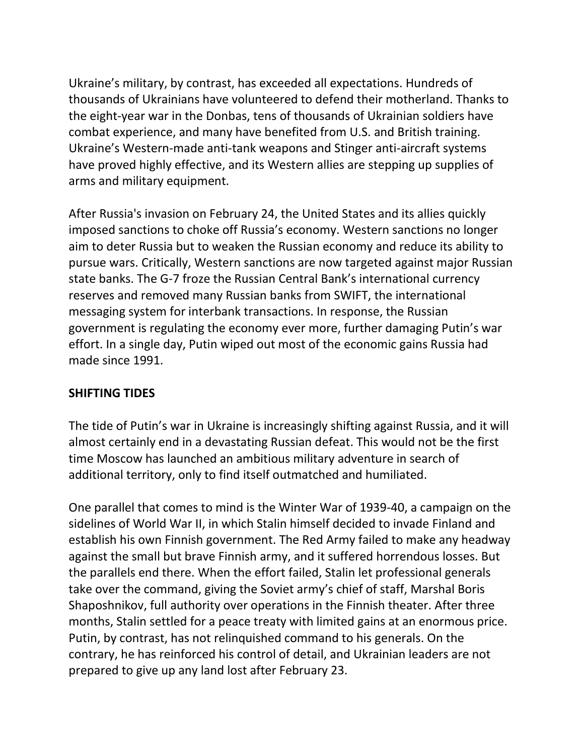Ukraine’s military, by contrast, has exceeded all expectations. Hundreds of thousands of Ukrainians have volunteered to defend their motherland. Thanks to the eight-year war in the Donbas, tens of thousands of Ukrainian soldiers have combat experience, and many have benefited from U.S. and British training. Ukraine’s Western-made anti-tank weapons and Stinger anti-aircraft systems have proved highly effective, and its Western allies are stepping up supplies of arms and military equipment.

After Russia's invasion on February 24, the United States and its allies quickly imposed sanctions to choke off Russia’s economy. Western sanctions no longer aim to deter Russia but to weaken the Russian economy and reduce its ability to pursue wars. Critically, Western sanctions are now targeted against major Russian state banks. The G-7 froze the Russian Central Bank’s international currency reserves and removed many Russian banks from SWIFT, the international messaging system for interbank transactions. In response, the Russian government is regulating the economy ever more, further damaging Putin’s war effort. In a single day, Putin wiped out most of the economic gains Russia had made since 1991.

**SHIFTING TIDES**

The tide of Putin’s war in Ukraine is increasingly shifting against Russia, and it will almost certainly end in a devastating Russian defeat. This would not be the first time Moscow has launched an ambitious military adventure in search of additional territory, only to find itself outmatched and humiliated.

One parallel that comes to mind is the Winter War of 1939-40, a campaign on the sidelines of World War II, in which Stalin himself decided to invade Finland and establish his own Finnish government. The Red Army failed to make any headway against the small but brave Finnish army, and it suffered horrendous losses. But the parallels end there. When the effort failed, Stalin let professional generals take over the command, giving the Soviet army’s chief of staff, Marshal Boris Shaposhnikov, full authority over operations in the Finnish theater. After three months, Stalin settled for a peace treaty with limited gains at an enormous price. Putin, by contrast, has not relinquished command to his generals. On the contrary, he has reinforced his control of detail, and Ukrainian leaders are not prepared to give up any land lost after February 23.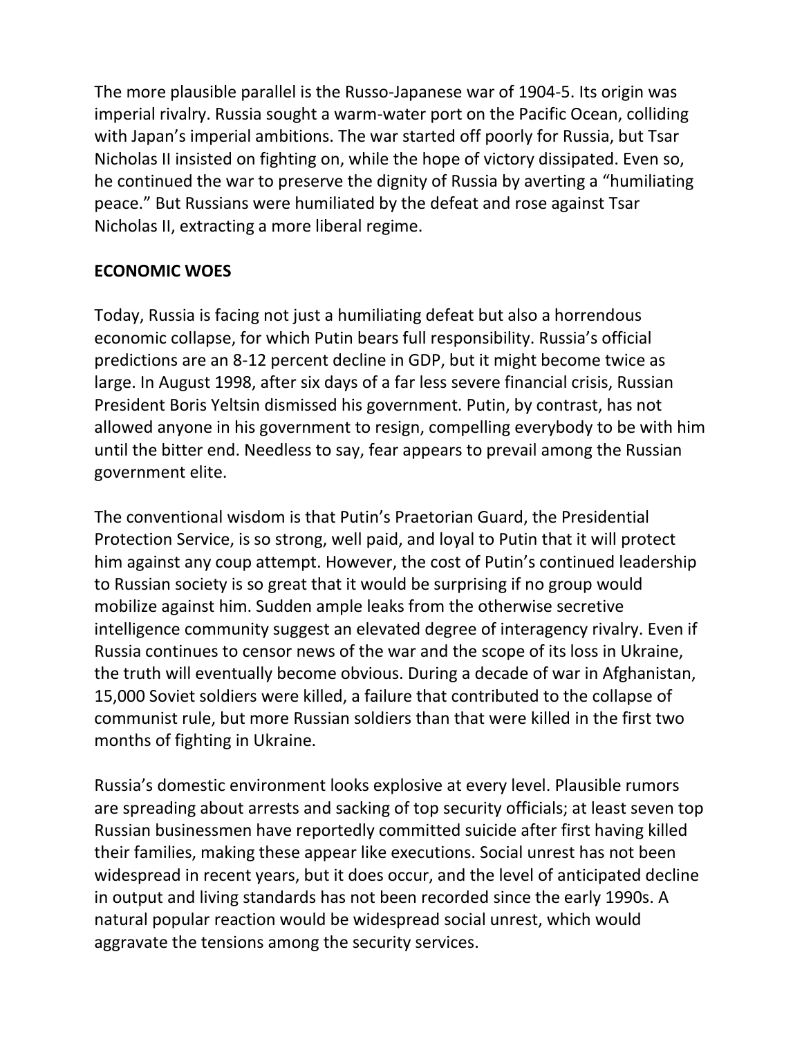The more plausible parallel is the Russo-Japanese war of 1904-5. Its origin was imperial rivalry. Russia sought a warm-water port on the Pacific Ocean, colliding with Japan's imperial ambitions. The war started off poorly for Russia, but Tsar Nicholas II insisted on fighting on, while the hope of victory dissipated. Even so, he continued the war to preserve the dignity of Russia by averting a "humiliating peace." But Russians were humiliated by the defeat and rose against Tsar Nicholas II, extracting a more liberal regime.

**ECONOMIC WOES**

Today, Russia is facing not just a humiliating defeat but also a horrendous economic collapse, for which Putin bears full responsibility. Russia's official predictions are an 8-12 percent decline in GDP, but it might become twice as large. In August 1998, after six days of a far less severe financial crisis, Russian President Boris Yeltsin dismissed his government. Putin, by contrast, has not allowed anyone in his government to resign, compelling everybody to be with him until the bitter end. Needless to say, fear appears to prevail among the Russian government elite.

The conventional wisdom is that Putin's Praetorian Guard, the Presidential Protection Service, is so strong, well paid, and loyal to Putin that it will protect him against any coup attempt. However, the cost of Putin's continued leadership to Russian society is so great that it would be surprising if no group would mobilize against him. Sudden ample leaks from the otherwise secretive intelligence community suggest an elevated degree of interagency rivalry. Even if Russia continues to censor news of the war and the scope of its loss in Ukraine, the truth will eventually become obvious. During a decade of war in Afghanistan, 15,000 Soviet soldiers were killed, a failure that contributed to the collapse of communist rule, but more Russian soldiers than that were killed in the first two months of fighting in Ukraine.

Russia's domestic environment looks explosive at every level. Plausible rumors are spreading about arrests and sacking of top security officials; at least seven top Russian businessmen have reportedly committed suicide after first having killed their families, making these appear like executions. Social unrest has not been widespread in recent years, but it does occur, and the level of anticipated decline in output and living standards has not been recorded since the early 1990s. A natural popular reaction would be widespread social unrest, which would aggravate the tensions among the security services.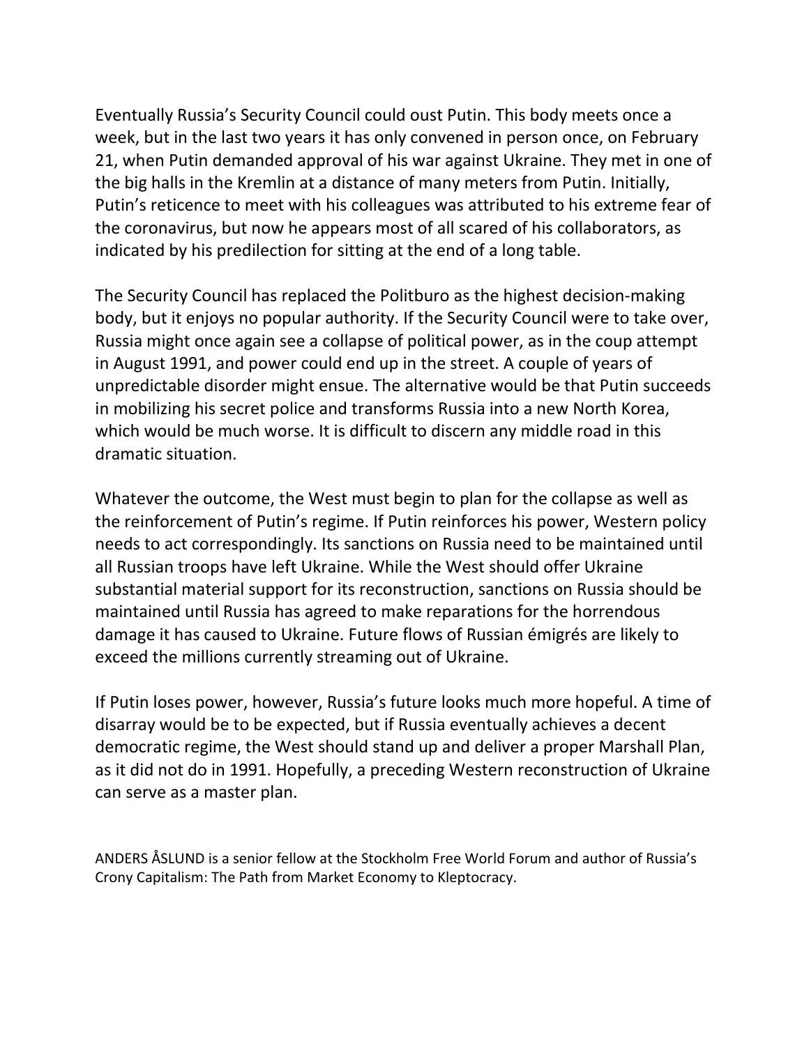Eventually Russia's Security Council could oust Putin. This body meets once a week, but in the last two years it has only convened in person once, on February 21, when Putin demanded approval of his war against Ukraine. They met in one of the big halls in the Kremlin at a distance of many meters from Putin. Initially, Putin's reticence to meet with his colleagues was attributed to his extreme fear of the coronavirus, but now he appears most of all scared of his collaborators, as indicated by his predilection for sitting at the end of a long table.

The Security Council has replaced the Politburo as the highest decision-making body, but it enjoys no popular authority. If the Security Council were to take over, Russia might once again see a collapse of political power, as in the coup attempt in August 1991, and power could end up in the street. A couple of years of unpredictable disorder might ensue. The alternative would be that Putin succeeds in mobilizing his secret police and transforms Russia into a new North Korea, which would be much worse. It is difficult to discern any middle road in this dramatic situation.

Whatever the outcome, the West must begin to plan for the collapse as well as the reinforcement of Putin's regime. If Putin reinforces his power, Western policy needs to act correspondingly. Its sanctions on Russia need to be maintained until all Russian troops have left Ukraine. While the West should offer Ukraine substantial material support for its reconstruction, sanctions on Russia should be maintained until Russia has agreed to make reparations for the horrendous damage it has caused to Ukraine. Future flows of Russian émigrés are likely to exceed the millions currently streaming out of Ukraine.

If Putin loses power, however, Russia's future looks much more hopeful. A time of disarray would be to be expected, but if Russia eventually achieves a decent democratic regime, the West should stand up and deliver a proper Marshall Plan, as it did not do in 1991. Hopefully, a preceding Western reconstruction of Ukraine can serve as a master plan.

ANDERS ÅSLUND is a senior fellow at the Stockholm Free World Forum and author of Russia's Crony Capitalism: The Path from Market Economy to Kleptocracy.